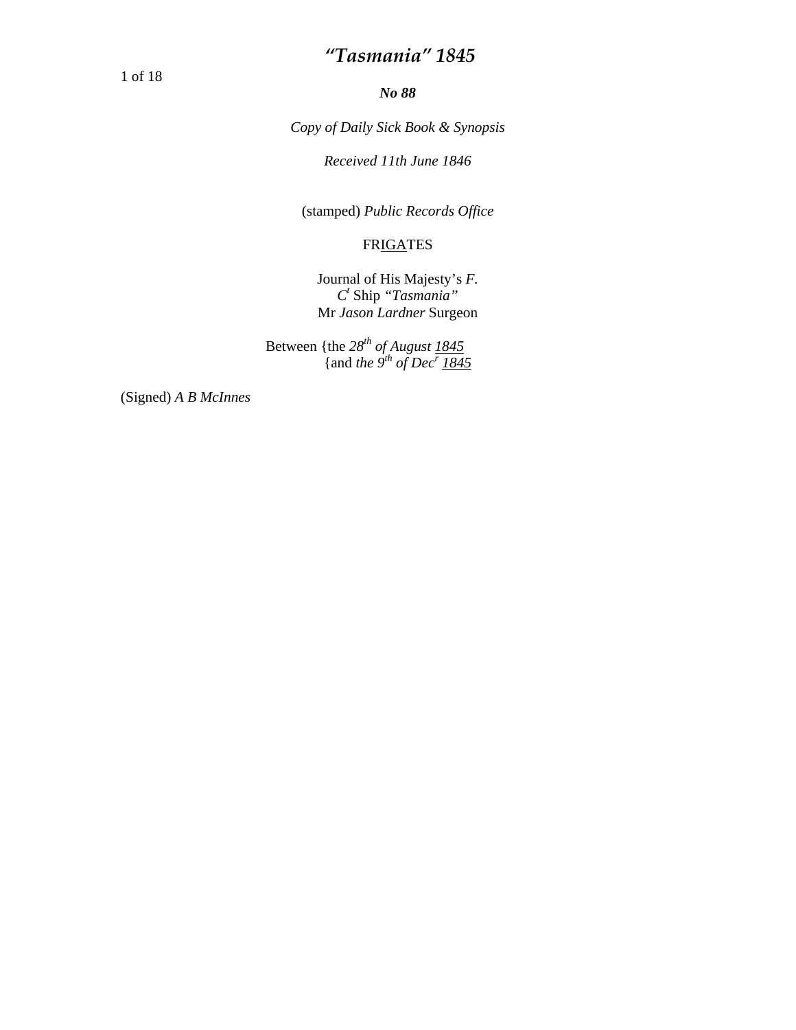# *"Tasmania" 1845*

***No 88***

*Copy of Daily Sick Book & Synopsis*

*Received 11th June 1846*

(stamped) *Public Records Office*

FRIGATES

Journal of His Majesty's *F.*
*C*[t] Ship *"Tasmania"*
Mr *Jason Lardner* Surgeon

Between {the *28*[th] *of August 1845*
{and *the 9*[th] *of Dec*[r] *1845*

(Signed) *A B McInnes*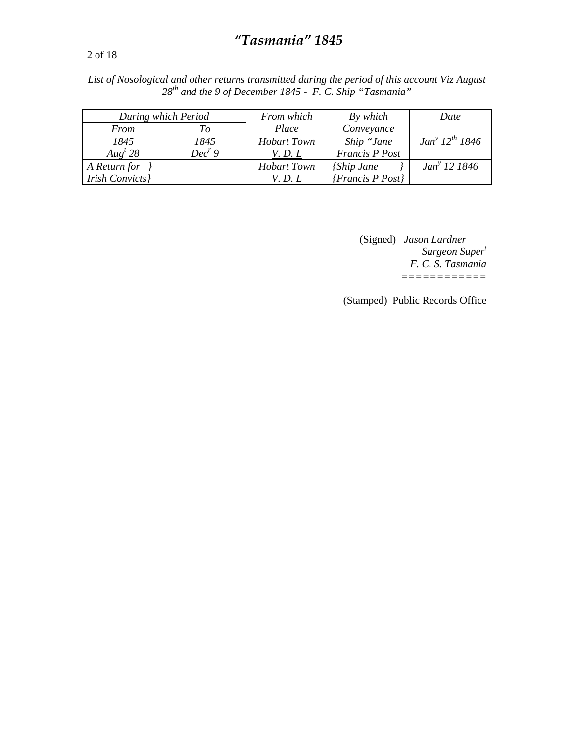# *"Tasmania" 1845*

*List of Nosological and other returns transmitted during the period of this account Viz August 28th and the 9 of December 1845 - F. C. Ship "Tasmania"*

| *During which Period* | | *From which Place* | *By which Conveyance* | *Date* |
|---|---|---|---|---|
| *From* | *To* | | | |
| *1845 Augt 28* | *1845 Decr 9* | *Hobart Town V. D. L* | *Ship "Jane Francis P Post* | *Jany 12th 1846* |
| *A Return for } Irish Convicts}* | | *Hobart Town V. D. L* | *{Ship Jane } {Francis P Post}* | *Jany 12 1846* |

(Signed) *Jason Lardner*
*Surgeon Supert*
*F. C. S. Tasmania*
============

(Stamped) Public Records Office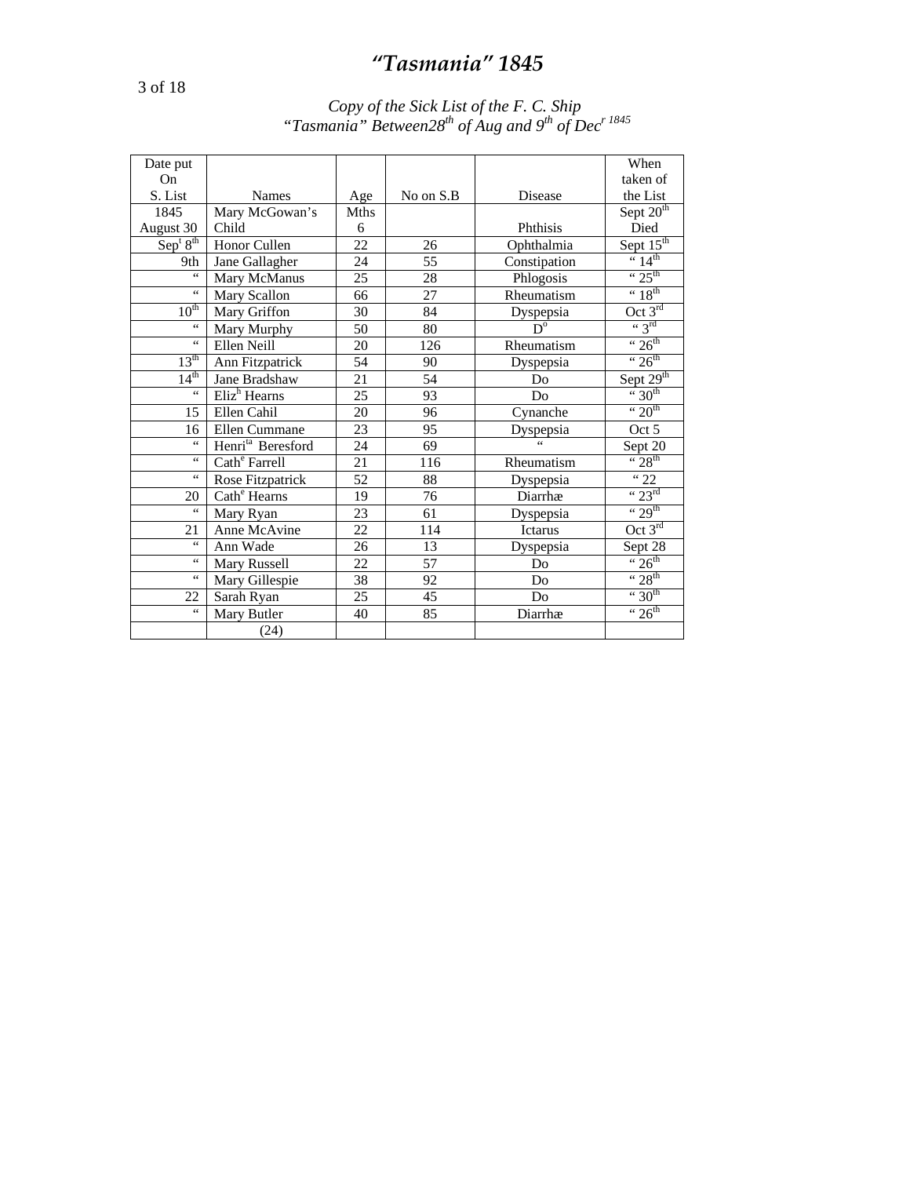# *"Tasmania" 1845*

*Copy of the Sick List of the F. C. Ship "Tasmania" Between28th of Aug and 9th of Decr 1845*

| Date put On S. List | Names | Age | No on S.B | Disease | When taken of the List |
|---|---|---|---|---|---|
| 1845 August 30 | Mary McGowan's Child | Mths 6 | | Phthisis | Sept 20th Died |
| Sept 8th | Honor Cullen | 22 | 26 | Ophthalmia | Sept 15th |
| 9th | Jane Gallagher | 24 | 55 | Constipation | " 14th |
| " | Mary McManus | 25 | 28 | Phlogosis | " 25th |
| " | Mary Scallon | 66 | 27 | Rheumatism | " 18th |
| 10th | Mary Griffon | 30 | 84 | Dyspepsia | Oct 3rd |
| " | Mary Murphy | 50 | 80 | Do | " 3rd |
| " | Ellen Neill | 20 | 126 | Rheumatism | " 26th |
| 13th | Ann Fitzpatrick | 54 | 90 | Dyspepsia | " 26th |
| 14th | Jane Bradshaw | 21 | 54 | Do | Sept 29th |
| " | Elizh Hearns | 25 | 93 | Do | " 30th |
| 15 | Ellen Cahil | 20 | 96 | Cynanche | " 20th |
| 16 | Ellen Cummane | 23 | 95 | Dyspepsia | Oct 5 |
| " | Henrita Beresford | 24 | 69 | " | Sept 20 |
| " | Cathe Farrell | 21 | 116 | Rheumatism | " 28th |
| " | Rose Fitzpatrick | 52 | 88 | Dyspepsia | " 22 |
| 20 | Cathe Hearns | 19 | 76 | Diarrhæ | " 23rd |
| " | Mary Ryan | 23 | 61 | Dyspepsia | " 29th |
| 21 | Anne McAvine | 22 | 114 | Ictarus | Oct 3rd |
| " | Ann Wade | 26 | 13 | Dyspepsia | Sept 28 |
| " | Mary Russell | 22 | 57 | Do | " 26th |
| " | Mary Gillespie | 38 | 92 | Do | " 28th |
| 22 | Sarah Ryan | 25 | 45 | Do | " 30th |
| " | Mary Butler | 40 | 85 | Diarrhæ | " 26th |
| | (24) | | | | |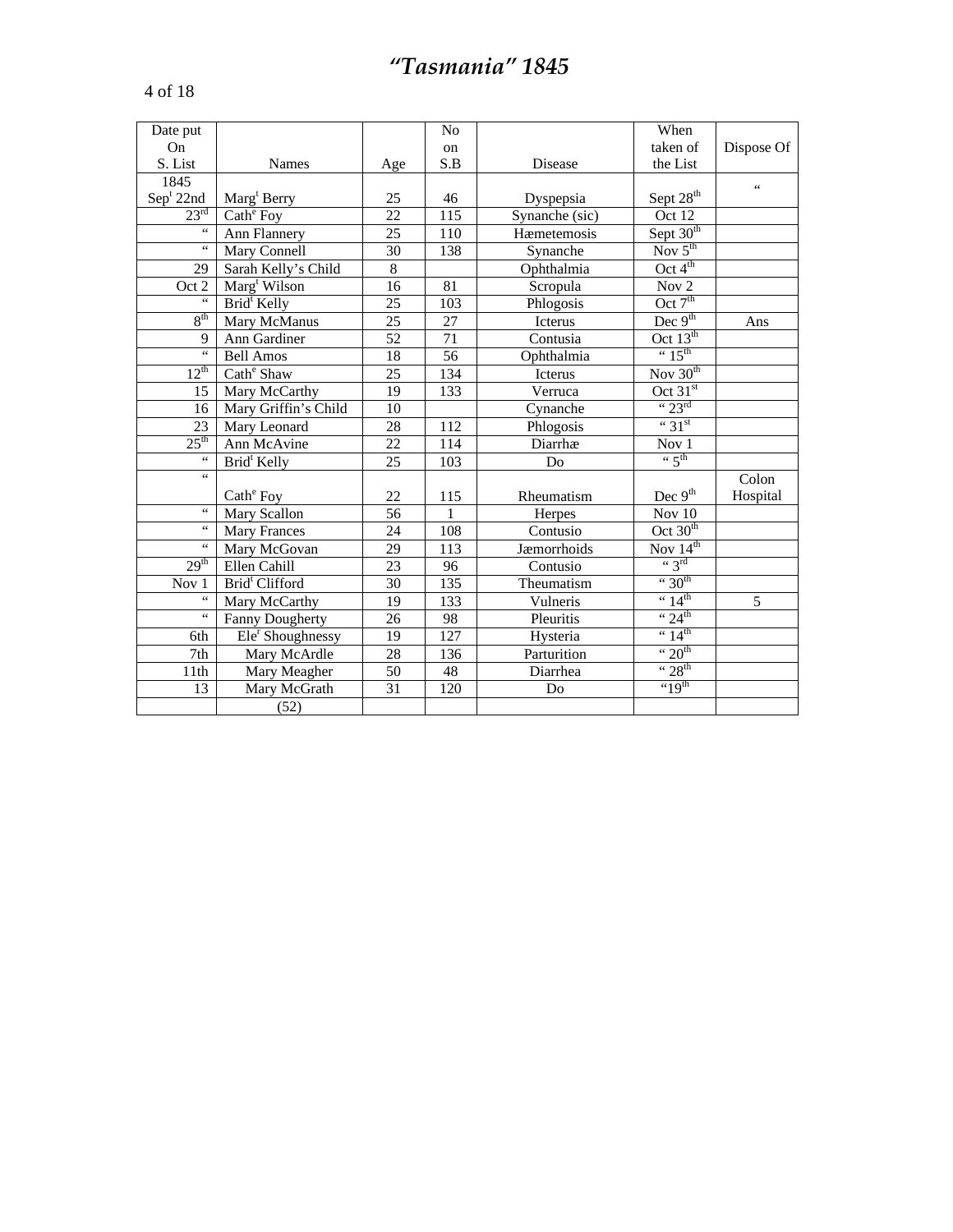# *"Tasmania" 1845*

| Date put On S. List | Names | Age | No on S.B | Disease | When taken of the List | Dispose Of |
|---|---|---|---|---|---|---|
| 1845 Sept 22nd | Margt Berry | 25 | 46 | Dyspepsia | Sept 28th | " |
| 23rd | Cathe Foy | 22 | 115 | Synanche (sic) | Oct 12 | |
| " | Ann Flannery | 25 | 110 | Hæmetemosis | Sept 30th | |
| " | Mary Connell | 30 | 138 | Synanche | Nov 5th | |
| 29 | Sarah Kelly's Child | 8 | | Ophthalmia | Oct 4th | |
| Oct 2 | Margt Wilson | 16 | 81 | Scropula | Nov 2 | |
| " | Bridt Kelly | 25 | 103 | Phlogosis | Oct 7th | |
| 8th | Mary McManus | 25 | 27 | Icterus | Dec 9th | Ans |
| 9 | Ann Gardiner | 52 | 71 | Contusia | Oct 13th | |
| " | Bell Amos | 18 | 56 | Ophthalmia | " 15th | |
| 12th | Cathe Shaw | 25 | 134 | Icterus | Nov 30th | |
| 15 | Mary McCarthy | 19 | 133 | Verruca | Oct 31st | |
| 16 | Mary Griffin's Child | 10 | | Cynanche | " 23rd | |
| 23 | Mary Leonard | 28 | 112 | Phlogosis | " 31st | |
| 25th | Ann McAvine | 22 | 114 | Diarrhæ | Nov 1 | |
| " | Bridt Kelly | 25 | 103 | Do | " 5th | |
| " | Cathe Foy | 22 | 115 | Rheumatism | Dec 9th | Colon Hospital |
| " | Mary Scallon | 56 | 1 | Herpes | Nov 10 | |
| " | Mary Frances | 24 | 108 | Contusio | Oct 30th | |
| " | Mary McGovan | 29 | 113 | Jæmorrhoids | Nov 14th | |
| 29th | Ellen Cahill | 23 | 96 | Contusio | " 3rd | |
| Nov 1 | Bridt Clifford | 30 | 135 | Theumatism | " 30th | |
| " | Mary McCarthy | 19 | 133 | Vulneris | " 14th | 5 |
| " | Fanny Dougherty | 26 | 98 | Pleuritis | " 24th | |
| 6th | Eler Shoughnessy | 19 | 127 | Hysteria | " 14th | |
| 7th | Mary McArdle | 28 | 136 | Parturition | " 20th | |
| 11th | Mary Meagher | 50 | 48 | Diarrhea | " 28th | |
| 13 | Mary McGrath | 31 | 120 | Do | "19th | |
| | (52) | | | | | |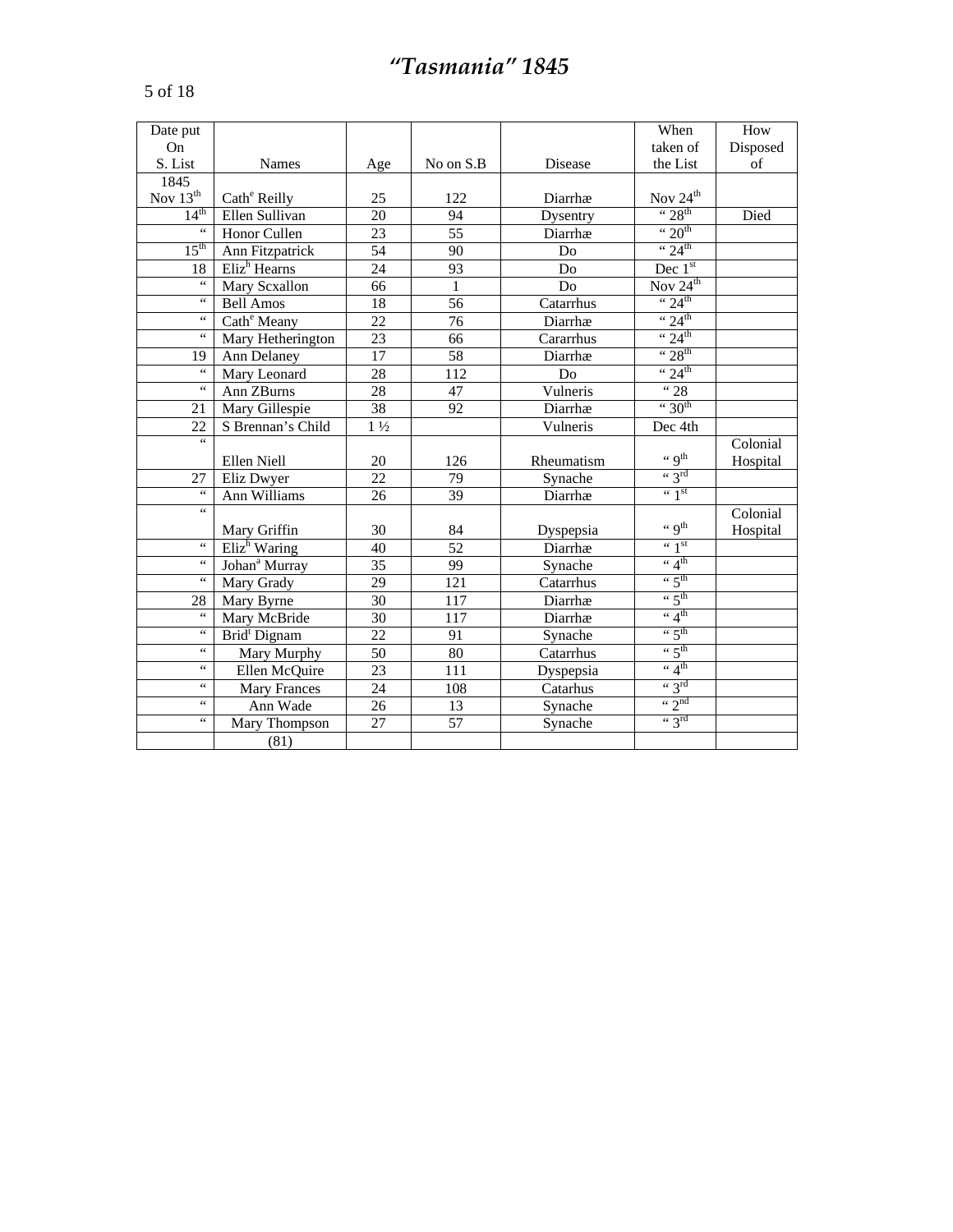# *"Tasmania" 1845*

| Date put On S. List | Names | Age | No on S.B | Disease | When taken of the List | How Disposed of |
|---|---|---|---|---|---|---|
| 1845 Nov 13th | Cathe Reilly | 25 | 122 | Diarrhæ | Nov 24th | |
| 14th | Ellen Sullivan | 20 | 94 | Dysentry | " 28th | Died |
| " | Honor Cullen | 23 | 55 | Diarrhæ | " 20th | |
| 15th | Ann Fitzpatrick | 54 | 90 | Do | " 24th | |
| 18 | Elizh Hearns | 24 | 93 | Do | Dec 1st | |
| " | Mary Scxallon | 66 | 1 | Do | Nov 24th | |
| " | Bell Amos | 18 | 56 | Catarrhus | " 24th | |
| " | Cathe Meany | 22 | 76 | Diarrhæ | " 24th | |
| " | Mary Hetherington | 23 | 66 | Cararrhus | " 24th | |
| 19 | Ann Delaney | 17 | 58 | Diarrhæ | " 28th | |
| " | Mary Leonard | 28 | 112 | Do | " 24th | |
| " | Ann ZBurns | 28 | 47 | Vulneris | " 28 | |
| 21 | Mary Gillespie | 38 | 92 | Diarrhæ | " 30th | |
| 22 | S Brennan's Child | 1 ½ | | Vulneris | Dec 4th | |
| " | Ellen Niell | 20 | 126 | Rheumatism | " 9th | Colonial Hospital |
| 27 | Eliz Dwyer | 22 | 79 | Synache | " 3rd | |
| " | Ann Williams | 26 | 39 | Diarrhæ | " 1st | |
| " | Mary Griffin | 30 | 84 | Dyspepsia | " 9th | Colonial Hospital |
| " | Elizh Waring | 40 | 52 | Diarrhæ | " 1st | |
| " | Johana Murray | 35 | 99 | Synache | " 4th | |
| " | Mary Grady | 29 | 121 | Catarrhus | " 5th | |
| 28 | Mary Byrne | 30 | 117 | Diarrhæ | " 5th | |
| " | Mary McBride | 30 | 117 | Diarrhæ | " 4th | |
| " | Bridt Dignam | 22 | 91 | Synache | " 5th | |
| " | Mary Murphy | 50 | 80 | Catarrhus | " 5th | |
| " | Ellen McQuire | 23 | 111 | Dyspepsia | " 4th | |
| " | Mary Frances | 24 | 108 | Catarhus | " 3rd | |
| " | Ann Wade | 26 | 13 | Synache | " 2nd | |
| " | Mary Thompson | 27 | 57 | Synache | " 3rd | |
| | (81) | | | | | |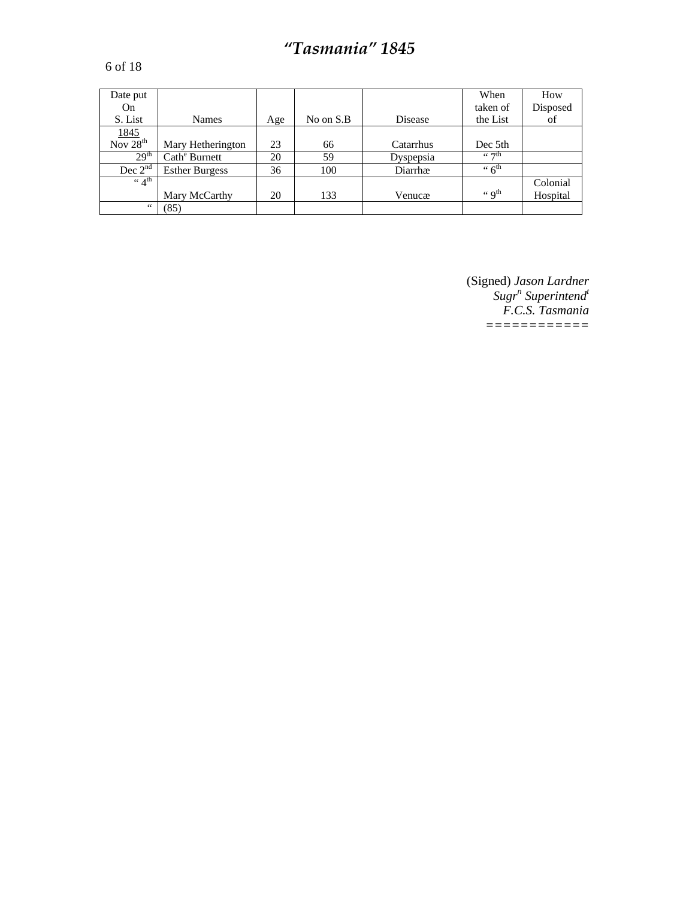# *"Tasmania" 1845*

| Date put On S. List | Names | Age | No on S.B | Disease | When taken of the List | How Disposed of |
|---|---|---|---|---|---|---|
| 1845 Nov 28th | Mary Hetherington | 23 | 66 | Catarrhus | Dec 5th | |
| 29th | Cathe Burnett | 20 | 59 | Dyspepsia | " 7th | |
| Dec 2nd | Esther Burgess | 36 | 100 | Diarrhæ | " 6th | |
| " 4th | Mary McCarthy | 20 | 133 | Venucæ | " 9th | Colonial Hospital |
| " | (85) | | | | | |

(Signed) *Jason Lardner*
*Sugrn Superintendt*
*F.C.S. Tasmania*
============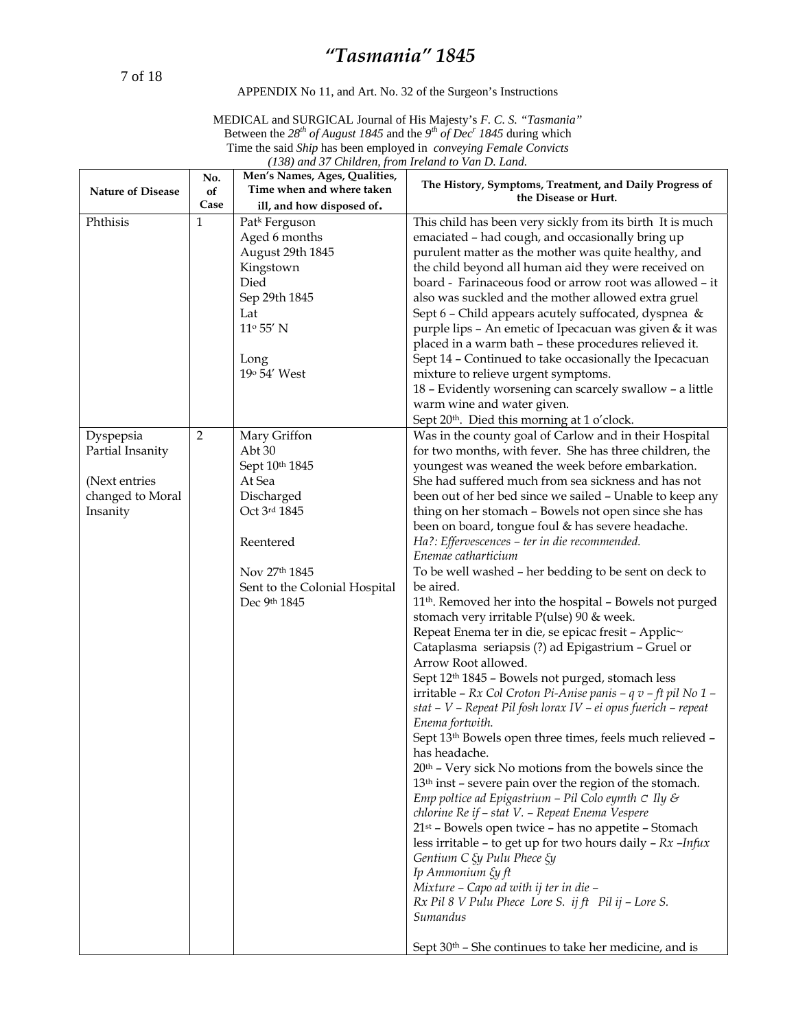# *"Tasmania" 1845*

APPENDIX No 11, and Art. No. 32 of the Surgeon's Instructions

MEDICAL and SURGICAL Journal of His Majesty's *F. C. S. "Tasmania"*
Between the *28th of August 1845* and the *9th of Decr 1845* during which
Time the said *Ship* has been employed in *conveying Female Convicts (138) and 37 Children, from Ireland to Van D. Land.*

| Nature of Disease | No. of Case | Men's Names, Ages, Qualities, Time when and where taken ill, and how disposed of. | The History, Symptoms, Treatment, and Daily Progress of the Disease or Hurt. |
|---|---|---|---|
| Phthisis | 1 | Patk Ferguson<br>Aged 6 months<br>August 29th 1845<br>Kingstown<br>Died<br>Sep 29th 1845<br>Lat<br>11° 55' N<br><br>Long<br>19° 54' West | This child has been very sickly from its birth It is much emaciated – had cough, and occasionally bring up purulent matter as the mother was quite healthy, and the child beyond all human aid they were received on board - Farinaceous food or arrow root was allowed – it also was suckled and the mother allowed extra gruel<br>Sept 6 – Child appears acutely suffocated, dyspnea & purple lips – An emetic of Ipecacuan was given & it was placed in a warm bath – these procedures relieved it.<br>Sept 14 – Continued to take occasionally the Ipecacuan mixture to relieve urgent symptoms.<br>18 – Evidently worsening can scarcely swallow – a little warm wine and water given.<br>Sept 20th. Died this morning at 1 o'clock. |
| Dyspepsia<br>Partial Insanity<br><br>(Next entries changed to Moral Insanity | 2 | Mary Griffon<br>Abt 30<br>Sept 10th 1845<br>At Sea<br>Discharged<br>Oct 3rd 1845<br><br>Reentered<br><br>Nov 27th 1845<br>Sent to the Colonial Hospital<br>Dec 9th 1845 | Was in the county goal of Carlow and in their Hospital for two months, with fever. She has three children, the youngest was weaned the week before embarkation. She had suffered much from sea sickness and has not been out of her bed since we sailed – Unable to keep any thing on her stomach – Bowels not open since she has been on board, tongue foul & has severe headache.<br>*Ha?: Effervescences – ter in die recommended.*<br>*Enemae catharticium*<br>To be well washed – her bedding to be sent on deck to be aired.<br>11th. Removed her into the hospital – Bowels not purged stomach very irritable P(ulse) 90 & week.<br>Repeat Enema ter in die, se epicac fresit – Applic~ Cataplasma seriapsis (?) ad Epigastrium – Gruel or Arrow Root allowed.<br>Sept 12th 1845 – Bowels not purged, stomach less irritable – *Rx Col Croton Pi-Anise panis – q v – ft pil No 1 – stat – V – Repeat Pil fosh lorax IV – ei opus fuerich – repeat Enema fortwith.*<br>Sept 13th Bowels open three times, feels much relieved – has headache.<br>20th – Very sick No motions from the bowels since the 13th inst – severe pain over the region of the stomach.<br>*Emp poltice ad Epigastrium – Pil Colo eymth C Ily & chlorine Re if – stat V. – Repeat Enema Vespere*<br>21st – Bowels open twice – has no appetite – Stomach less irritable – to get up for two hours daily – *Rx –Infux Gentium C ξy Pulu Phece ξy*<br>*Ip Ammonium ξy ft*<br>*Mixture – Capo ad with ij ter in die –*<br>*Rx Pil 8 V Pulu Phece Lore S. ij ft Pil ij – Lore S. Sumandus*<br><br>Sept 30th – She continues to take her medicine, and is |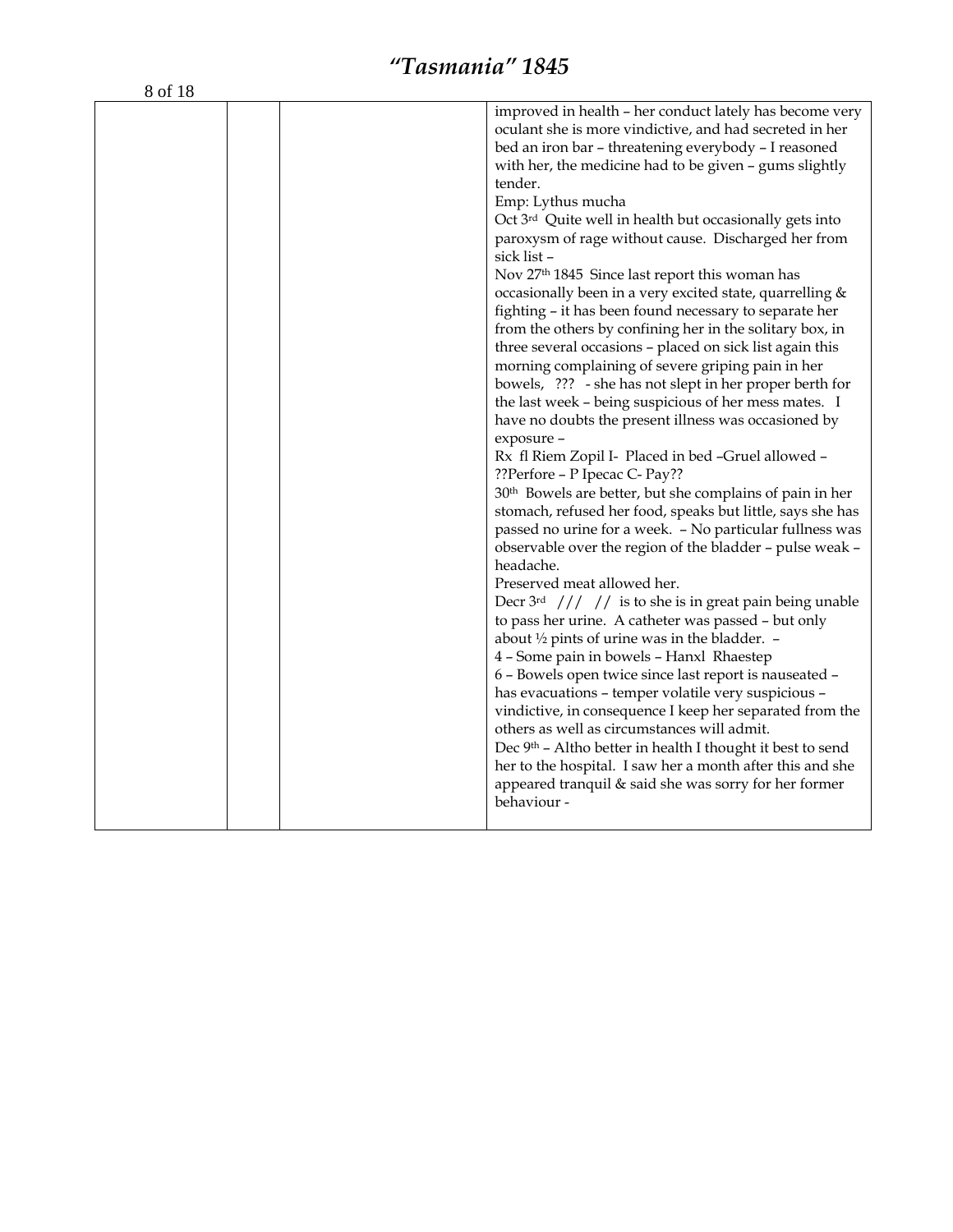| | | | |
|---|---|---|---|
| | | | improved in health – her conduct lately has become very oculant she is more vindictive, and had secreted in her bed an iron bar – threatening everybody – I reasoned with her, the medicine had to be given – gums slightly tender.<br>Emp: Lythus mucha<br>Oct 3rd Quite well in health but occasionally gets into paroxysm of rage without cause. Discharged her from sick list –<br>Nov 27th 1845 Since last report this woman has occasionally been in a very excited state, quarrelling & fighting – it has been found necessary to separate her from the others by confining her in the solitary box, in three several occasions – placed on sick list again this morning complaining of severe griping pain in her bowels, ??? - she has not slept in her proper berth for the last week – being suspicious of her mess mates. I have no doubts the present illness was occasioned by exposure –<br>Rx fl Riem Zopil I- Placed in bed –Gruel allowed – ??Perfore – P Ipecac C- Pay??<br>30th Bowels are better, but she complains of pain in her stomach, refused her food, speaks but little, says she has passed no urine for a week. – No particular fullness was observable over the region of the bladder – pulse weak – headache.<br>Preserved meat allowed her.<br>Decr 3rd /// // is to she is in great pain being unable to pass her urine. A catheter was passed – but only about ½ pints of urine was in the bladder. –<br>4 – Some pain in bowels – Hanxl Rhaestep<br>6 – Bowels open twice since last report is nauseated – has evacuations – temper volatile very suspicious – vindictive, in consequence I keep her separated from the others as well as circumstances will admit.<br>Dec 9th – Altho better in health I thought it best to send her to the hospital. I saw her a month after this and she appeared tranquil & said she was sorry for her former behaviour - |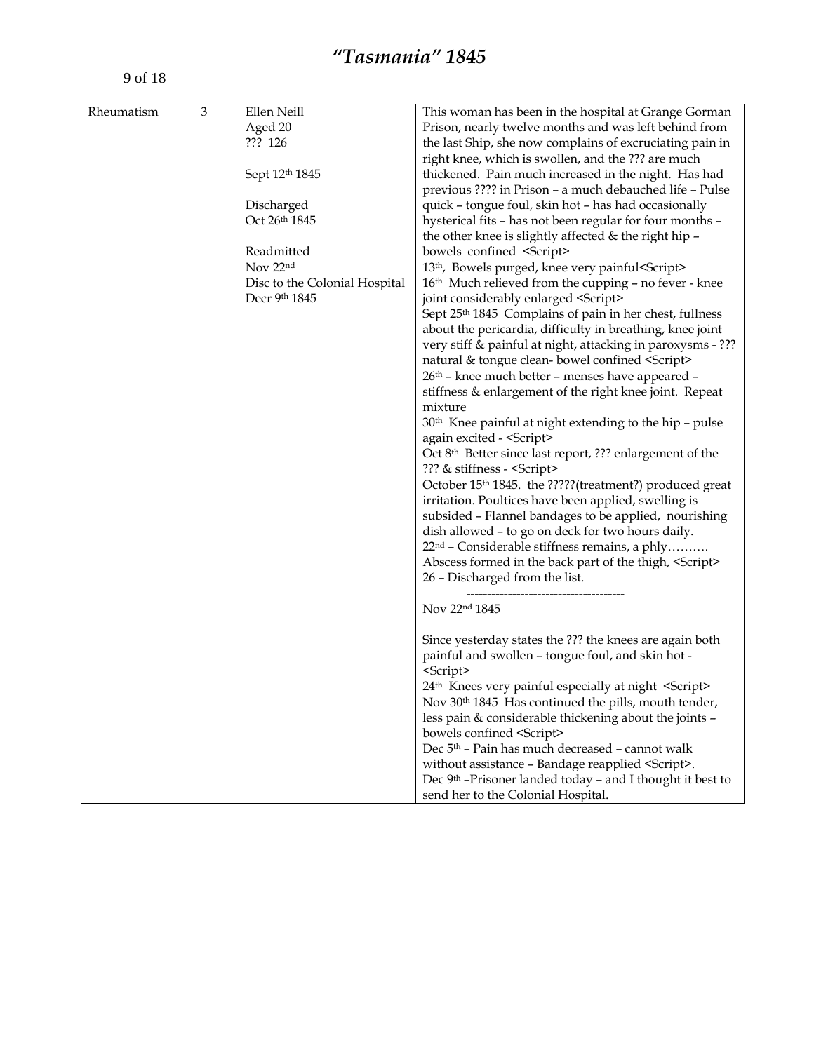# *"Tasmania" 1845*

| | | | |
|---|---|---|---|
| Rheumatism | 3 | Ellen Neill<br>Aged 20<br>??? 126<br><br>Sept 12th 1845<br><br>Discharged<br>Oct 26th 1845<br><br>Readmitted<br>Nov 22nd<br>Disc to the Colonial Hospital<br>Decr 9th 1845 | This woman has been in the hospital at Grange Gorman Prison, nearly twelve months and was left behind from the last Ship, she now complains of excruciating pain in right knee, which is swollen, and the ??? are much thickened. Pain much increased in the night. Has had previous ???? in Prison – a much debauched life – Pulse quick – tongue foul, skin hot – has had occasionally hysterical fits – has not been regular for four months – the other knee is slightly affected & the right hip – bowels confined <Script><br>13th, Bowels purged, knee very painful<Script><br>16th Much relieved from the cupping – no fever - knee joint considerably enlarged <Script><br>Sept 25th 1845 Complains of pain in her chest, fullness about the pericardia, difficulty in breathing, knee joint very stiff & painful at night, attacking in paroxysms - ??? natural & tongue clean- bowel confined <Script><br>26th – knee much better – menses have appeared – stiffness & enlargement of the right knee joint. Repeat mixture<br>30th Knee painful at night extending to the hip – pulse again excited - <Script><br>Oct 8th Better since last report, ??? enlargement of the ??? & stiffness - <Script><br>October 15th 1845. the ?????(treatment?) produced great irritation. Poultices have been applied, swelling is subsided – Flannel bandages to be applied, nourishing dish allowed – to go on deck for two hours daily.<br>22nd – Considerable stiffness remains, a phly……….<br>Abscess formed in the back part of the thigh, <Script><br>26 – Discharged from the list.<br>--------------------------------------<br>Nov 22nd 1845<br><br>Since yesterday states the ??? the knees are again both painful and swollen – tongue foul, and skin hot - <Script><br>24th Knees very painful especially at night <Script><br>Nov 30th 1845 Has continued the pills, mouth tender, less pain & considerable thickening about the joints – bowels confined <Script><br>Dec 5th – Pain has much decreased – cannot walk without assistance – Bandage reapplied <Script>.<br>Dec 9th –Prisoner landed today – and I thought it best to send her to the Colonial Hospital. |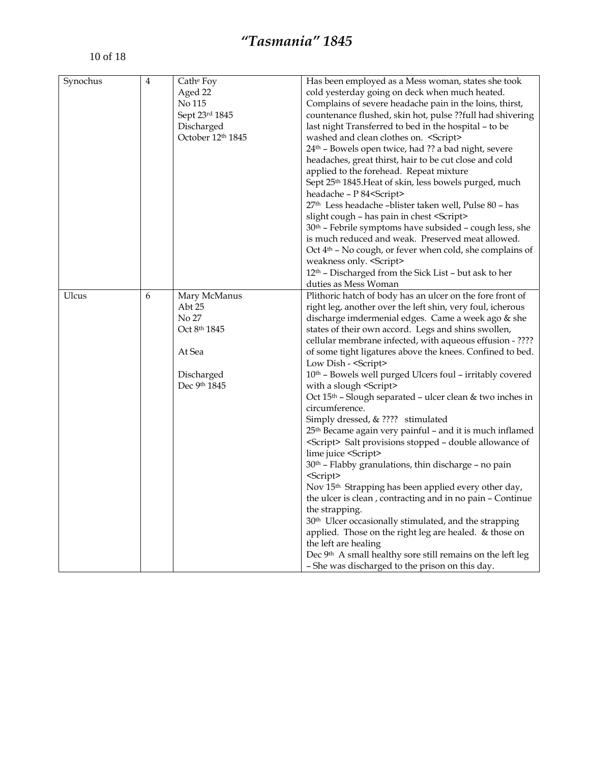# *"Tasmania" 1845*

| Synochus | 4 | Cath^e Foy<br>Aged 22<br>No 115<br>Sept 23rd 1845<br>Discharged<br>October 12th 1845 | Has been employed as a Mess woman, states she took cold yesterday going on deck when much heated. Complains of severe headache pain in the loins, thirst, countenance flushed, skin hot, pulse ??full had shivering last night Transferred to bed in the hospital – to be washed and clean clothes on. <Script><br>24th – Bowels open twice, had ?? a bad night, severe headaches, great thirst, hair to be cut close and cold applied to the forehead. Repeat mixture<br>Sept 25th 1845.Heat of skin, less bowels purged, much headache – P 84<Script><br>27th Less headache –blister taken well, Pulse 80 – has slight cough – has pain in chest <Script><br>30th – Febrile symptoms have subsided – cough less, she is much reduced and weak. Preserved meat allowed.<br>Oct 4th – No cough, or fever when cold, she complains of weakness only. <Script><br>12th – Discharged from the Sick List – but ask to her duties as Mess Woman |
|---|---|---|---|
| Ulcus | 6 | Mary McManus<br>Abt 25<br>No 27<br>Oct 8th 1845<br><br>At Sea<br><br>Discharged<br>Dec 9th 1845 | Plithoric hatch of body has an ulcer on the fore front of right leg, another over the left shin, very foul, icherous discharge imdermenial edges. Came a week ago & she states of their own accord. Legs and shins swollen, cellular membrane infected, with aqueous effusion - ???? of some tight ligatures above the knees. Confined to bed. Low Dish - <Script><br>10th – Bowels well purged Ulcers foul – irritably covered with a slough <Script><br>Oct 15th – Slough separated – ulcer clean & two inches in circumference.<br>Simply dressed, & ???? stimulated<br>25th Became again very painful – and it is much inflamed <Script> Salt provisions stopped – double allowance of lime juice <Script><br>30th – Flabby granulations, thin discharge – no pain <Script><br>Nov 15th Strapping has been applied every other day, the ulcer is clean , contracting and in no pain – Continue the strapping.<br>30th Ulcer occasionally stimulated, and the strapping applied. Those on the right leg are healed. & those on the left are healing<br>Dec 9th A small healthy sore still remains on the left leg – She was discharged to the prison on this day. |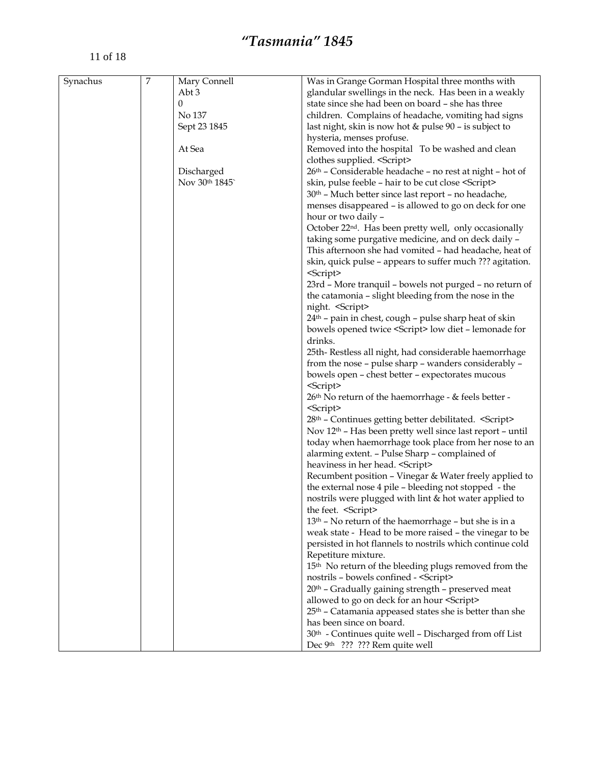# *"Tasmania" 1845*

| Synachus | 7 | Mary Connell<br>Abt 3<br>0<br>No 137<br>Sept 23 1845<br><br>At Sea<br><br>Discharged<br>Nov 30th 1845` | Was in Grange Gorman Hospital three months with glandular swellings in the neck. Has been in a weakly state since she had been on board – she has three children. Complains of headache, vomiting had signs last night, skin is now hot & pulse 90 – is subject to hysteria, menses profuse.<br>Removed into the hospital To be washed and clean clothes supplied. <Script><br>26th – Considerable headache – no rest at night – hot of skin, pulse feeble – hair to be cut close <Script><br>30th – Much better since last report – no headache, menses disappeared – is allowed to go on deck for one hour or two daily –<br>October 22nd. Has been pretty well, only occasionally taking some purgative medicine, and on deck daily – This afternoon she had vomited – had headache, heat of skin, quick pulse – appears to suffer much ??? agitation. <Script><br>23rd – More tranquil – bowels not purged – no return of the catamonia – slight bleeding from the nose in the night. <Script><br>24th – pain in chest, cough – pulse sharp heat of skin bowels opened twice <Script> low diet – lemonade for drinks.<br>25th- Restless all night, had considerable haemorrhage from the nose – pulse sharp – wanders considerably – bowels open – chest better – expectorates mucous <Script><br>26th No return of the haemorrhage - & feels better - <Script><br>28th – Continues getting better debilitated. <Script><br>Nov 12th – Has been pretty well since last report – until today when haemorrhage took place from her nose to an alarming extent. – Pulse Sharp – complained of heaviness in her head. <Script><br>Recumbent position – Vinegar & Water freely applied to the external nose 4 pile – bleeding not stopped - the nostrils were plugged with lint & hot water applied to the feet. <Script><br>13th – No return of the haemorrhage – but she is in a weak state - Head to be more raised – the vinegar to be persisted in hot flannels to nostrils which continue cold Repetiture mixture.<br>15th No return of the bleeding plugs removed from the nostrils – bowels confined - <Script><br>20th – Gradually gaining strength – preserved meat allowed to go on deck for an hour <Script><br>25th – Catamania appeased states she is better than she has been since on board.<br>30th - Continues quite well – Discharged from off List<br>Dec 9th ??? ??? Rem quite well |
|---|---|---|---|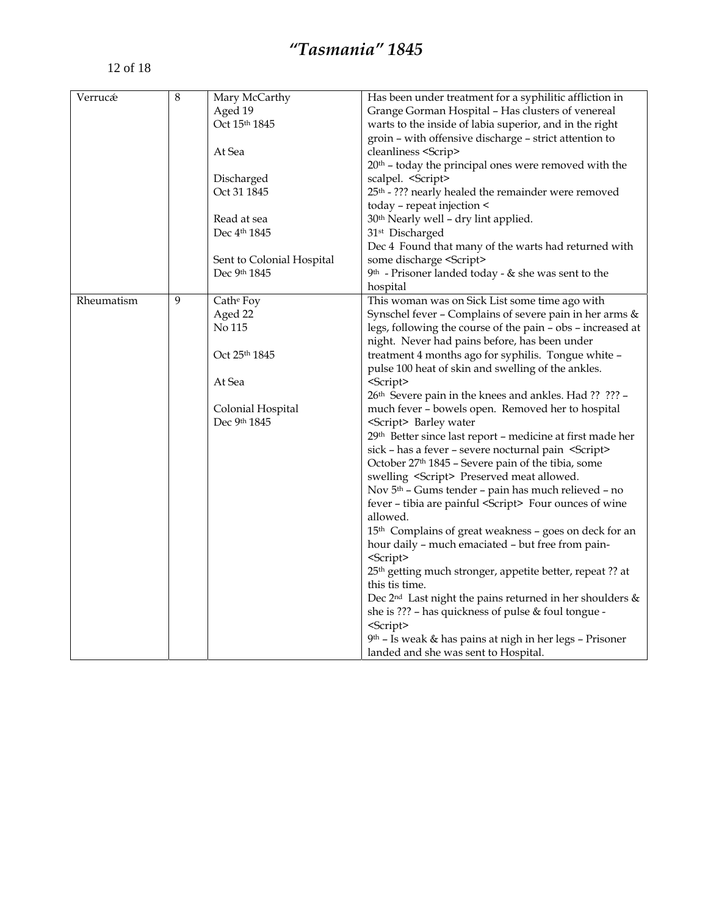# *"Tasmania" 1845*

| Verrucæ | 8 | Mary McCarthy<br>Aged 19<br>Oct 15th 1845<br><br>At Sea<br><br>Discharged<br>Oct 31 1845<br><br>Read at sea<br>Dec 4th 1845<br><br>Sent to Colonial Hospital<br>Dec 9th 1845 | Has been under treatment for a syphilitic affliction in Grange Gorman Hospital – Has clusters of venereal warts to the inside of labia superior, and in the right groin – with offensive discharge – strict attention to cleanliness <Scrip><br>20th – today the principal ones were removed with the scalpel. <Script><br>25th - ??? nearly healed the remainder were removed today – repeat injection <<br>30th Nearly well – dry lint applied.<br>31st Discharged<br>Dec 4 Found that many of the warts had returned with some discharge <Script><br>9th - Prisoner landed today - & she was sent to the hospital |
|---|---|---|---|
| Rheumatism | 9 | Cathe Foy<br>Aged 22<br>No 115<br><br>Oct 25th 1845<br><br>At Sea<br><br>Colonial Hospital<br>Dec 9th 1845 | This woman was on Sick List some time ago with Synschel fever – Complains of severe pain in her arms & legs, following the course of the pain – obs – increased at night. Never had pains before, has been under treatment 4 months ago for syphilis. Tongue white – pulse 100 heat of skin and swelling of the ankles. <Script><br>26th Severe pain in the knees and ankles. Had ?? ??? – much fever – bowels open. Removed her to hospital <Script> Barley water<br>29th Better since last report – medicine at first made her sick – has a fever – severe nocturnal pain <Script><br>October 27th 1845 – Severe pain of the tibia, some swelling <Script> Preserved meat allowed.<br>Nov 5th – Gums tender – pain has much relieved – no fever – tibia are painful <Script> Four ounces of wine allowed.<br>15th Complains of great weakness – goes on deck for an hour daily – much emaciated – but free from pain- <Script><br>25th getting much stronger, appetite better, repeat ?? at this tis time.<br>Dec 2nd Last night the pains returned in her shoulders & she is ??? – has quickness of pulse & foul tongue - <Script><br>9th – Is weak & has pains at nigh in her legs – Prisoner landed and she was sent to Hospital. |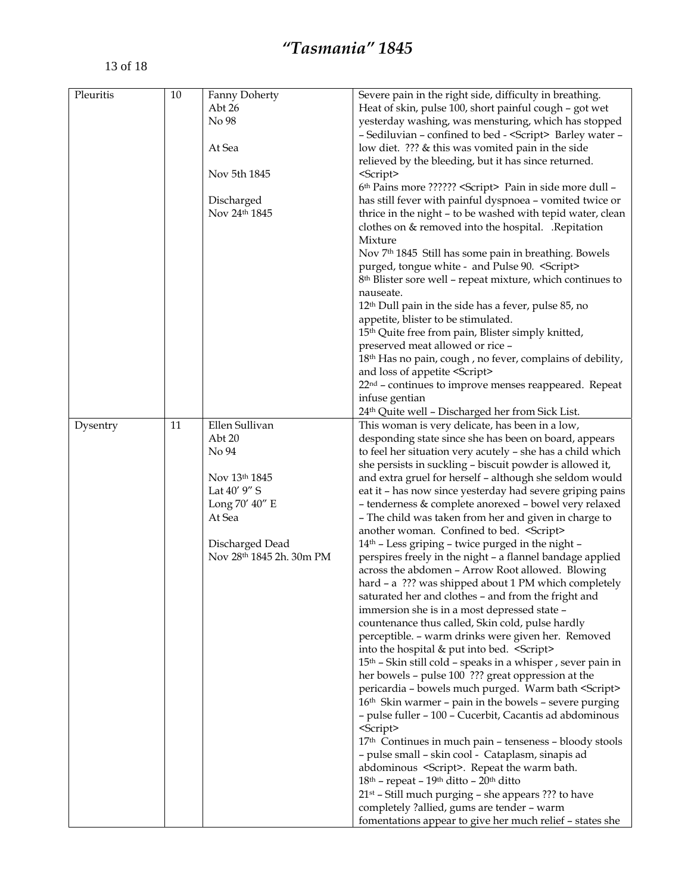| Pleuritis | 10 | Fanny Doherty<br>Abt 26<br>No 98<br><br>At Sea<br><br>Nov 5th 1845<br><br>Discharged<br>Nov 24th 1845 | Severe pain in the right side, difficulty in breathing. Heat of skin, pulse 100, short painful cough – got wet yesterday washing, was mensturing, which has stopped – Sediluvian – confined to bed - <Script> Barley water – low diet. ??? & this was vomited pain in the side relieved by the bleeding, but it has since returned. <Script><br>6th Pains more ?????? <Script> Pain in side more dull – has still fever with painful dyspnoea – vomited twice or thrice in the night – to be washed with tepid water, clean clothes on & removed into the hospital. .Repitation Mixture<br>Nov 7th 1845 Still has some pain in breathing. Bowels purged, tongue white - and Pulse 90. <Script><br>8th Blister sore well – repeat mixture, which continues to nauseate.<br>12th Dull pain in the side has a fever, pulse 85, no appetite, blister to be stimulated.<br>15th Quite free from pain, Blister simply knitted, preserved meat allowed or rice –<br>18th Has no pain, cough , no fever, complains of debility, and loss of appetite <Script><br>22nd – continues to improve menses reappeared. Repeat infuse gentian<br>24th Quite well – Discharged her from Sick List. |
|---|---|---|---|
| Dysentry | 11 | Ellen Sullivan<br>Abt 20<br>No 94<br><br>Nov 13th 1845<br>Lat 40' 9" S<br>Long 70' 40" E<br>At Sea<br><br>Discharged Dead<br>Nov 28th 1845 2h. 30m PM | This woman is very delicate, has been in a low, desponding state since she has been on board, appears to feel her situation very acutely – she has a child which she persists in suckling – biscuit powder is allowed it, and extra gruel for herself – although she seldom would eat it – has now since yesterday had severe griping pains – tenderness & complete anorexed – bowel very relaxed – The child was taken from her and given in charge to another woman. Confined to bed. <Script><br>14th – Less griping – twice purged in the night – perspires freely in the night – a flannel bandage applied across the abdomen – Arrow Root allowed. Blowing hard – a ??? was shipped about 1 PM which completely saturated her and clothes – and from the fright and immersion she is in a most depressed state – countenance thus called, Skin cold, pulse hardly perceptible. – warm drinks were given her. Removed into the hospital & put into bed. <Script><br>15th – Skin still cold – speaks in a whisper , sever pain in her bowels – pulse 100 ??? great oppression at the pericardia – bowels much purged. Warm bath <Script><br>16th Skin warmer – pain in the bowels – severe purging – pulse fuller – 100 – Cucerbit, Cacantis ad abdominous <Script><br>17th Continues in much pain – tenseness – bloody stools – pulse small – skin cool - Cataplasm, sinapis ad abdominous <Script>. Repeat the warm bath.<br>18th – repeat – 19th ditto – 20th ditto<br>21st – Still much purging – she appears ??? to have completely ?allied, gums are tender – warm fomentations appear to give her much relief – states she |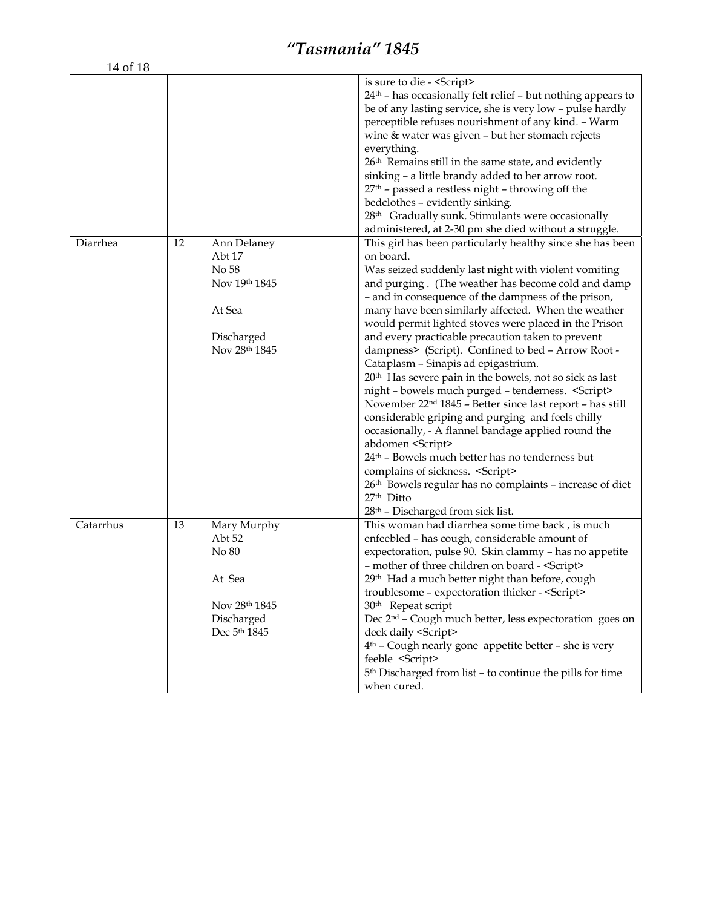# *"Tasmania" 1845*

| | | | |
|---|---|---|---|
| | | | is sure to die - <Script><br>24th – has occasionally felt relief – but nothing appears to be of any lasting service, she is very low – pulse hardly perceptible refuses nourishment of any kind. – Warm wine & water was given – but her stomach rejects everything.<br>26th Remains still in the same state, and evidently sinking – a little brandy added to her arrow root.<br>27th – passed a restless night – throwing off the bedclothes – evidently sinking.<br>28th Gradually sunk. Stimulants were occasionally administered, at 2-30 pm she died without a struggle. |
| Diarrhea | 12 | Ann Delaney<br>Abt 17<br>No 58<br>Nov 19th 1845<br><br>At Sea<br><br>Discharged<br>Nov 28th 1845 | This girl has been particularly healthy since she has been on board.<br>Was seized suddenly last night with violent vomiting and purging . (The weather has become cold and damp – and in consequence of the dampness of the prison, many have been similarly affected. When the weather would permit lighted stoves were placed in the Prison and every practicable precaution taken to prevent dampness> (Script). Confined to bed – Arrow Root - Cataplasm – Sinapis ad epigastrium.<br>20th Has severe pain in the bowels, not so sick as last night – bowels much purged – tenderness. <Script><br>November 22nd 1845 – Better since last report – has still considerable griping and purging and feels chilly occasionally, - A flannel bandage applied round the abdomen <Script><br>24th – Bowels much better has no tenderness but complains of sickness. <Script><br>26th Bowels regular has no complaints – increase of diet<br>27th Ditto<br>28th – Discharged from sick list. |
| Catarrhus | 13 | Mary Murphy<br>Abt 52<br>No 80<br><br>At Sea<br><br>Nov 28th 1845<br>Discharged<br>Dec 5th 1845 | This woman had diarrhea some time back , is much enfeebled – has cough, considerable amount of expectoration, pulse 90. Skin clammy – has no appetite – mother of three children on board - <Script><br>29th Had a much better night than before, cough troublesome – expectoration thicker - <Script><br>30th Repeat script<br>Dec 2nd – Cough much better, less expectoration goes on deck daily <Script><br>4th – Cough nearly gone appetite better – she is very feeble <Script><br>5th Discharged from list – to continue the pills for time when cured. |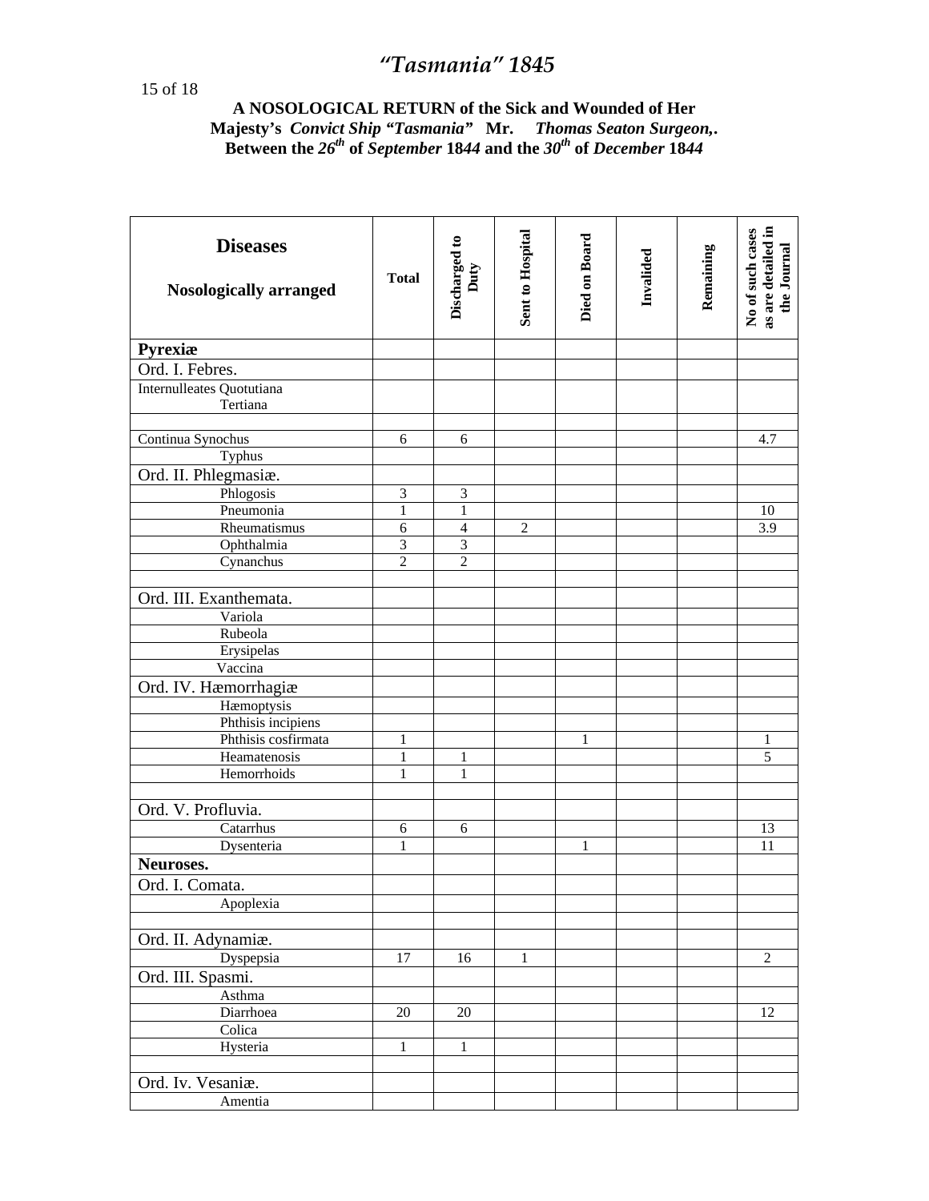# *"Tasmania" 1845*

**A NOSOLOGICAL RETURN of the Sick and Wounded of Her Majesty's *Convict Ship "Tasmania"* Mr. *Thomas Seaton Surgeon,*. Between the *26th* of *September* 18*44* and the *30th* of *December* 18*44***

| **Diseases** Nosologically arranged | Total | Discharged to Duty | Sent to Hospital | Died on Board | Invalided | Remaining | No of such cases as are detailed in the Journal |
|---|---|---|---|---|---|---|---|
| **Pyrexiæ** | | | | | | | |
| Ord. I. Febres. | | | | | | | |
| Internulleates Quotutiana Tertiana | | | | | | | |
| | | | | | | | |
| Continua Synochus | 6 | 6 | | | | | 4.7 |
| Typhus | | | | | | | |
| Ord. II. Phlegmasiæ. | | | | | | | |
| Phlogosis | 3 | 3 | | | | | |
| Pneumonia | 1 | 1 | | | | | 10 |
| Rheumatismus | 6 | 4 | 2 | | | | 3.9 |
| Ophthalmia | 3 | 3 | | | | | |
| Cynanchus | 2 | 2 | | | | | |
| | | | | | | | |
| Ord. III. Exanthemata. | | | | | | | |
| Variola | | | | | | | |
| Rubeola | | | | | | | |
| Erysipelas | | | | | | | |
| Vaccina | | | | | | | |
| Ord. IV. Hæmorrhagiæ | | | | | | | |
| Hæmoptysis | | | | | | | |
| Phthisis incipiens | | | | | | | |
| Phthisis cosfirmata | 1 | | | 1 | | | 1 |
| Heamatenosis | 1 | 1 | | | | | 5 |
| Hemorrhoids | 1 | 1 | | | | | |
| | | | | | | | |
| Ord. V. Profluvia. | | | | | | | |
| Catarrhus | 6 | 6 | | | | | 13 |
| Dysenteria | 1 | | | 1 | | | 11 |
| **Neuroses.** | | | | | | | |
| Ord. I. Comata. | | | | | | | |
| Apoplexia | | | | | | | |
| | | | | | | | |
| Ord. II. Adynamiæ. | | | | | | | |
| Dyspepsia | 17 | 16 | 1 | | | | 2 |
| Ord. III. Spasmi. | | | | | | | |
| Asthma | | | | | | | |
| Diarrhoea | 20 | 20 | | | | | 12 |
| Colica | | | | | | | |
| Hysteria | 1 | 1 | | | | | |
| | | | | | | | |
| Ord. Iv. Vesaniæ. | | | | | | | |
| Amentia | | | | | | | |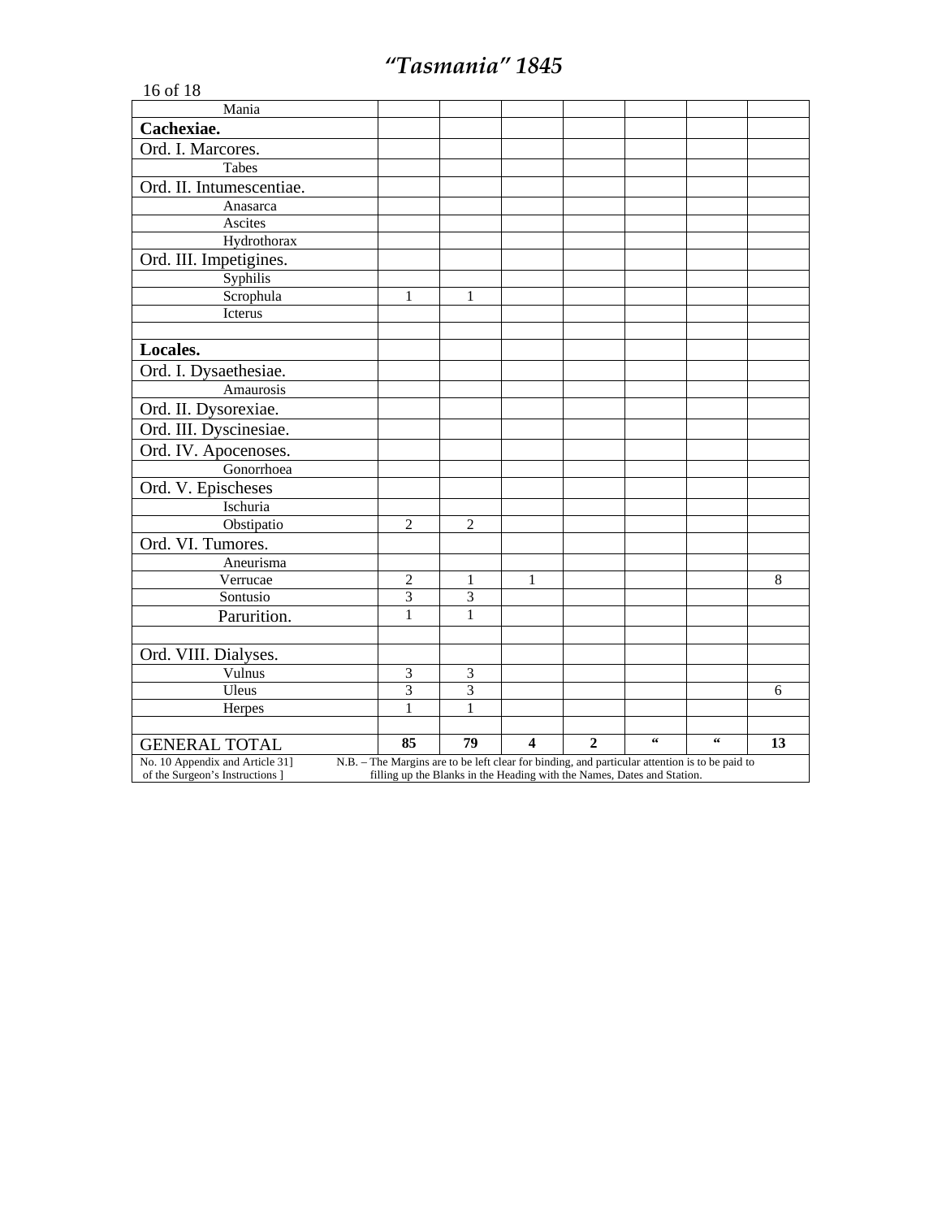# *"Tasmania" 1845*

| Mania | | | | | | | |
|---|---|---|---|---|---|---|---|
| **Cachexiae.** | | | | | | | |
| Ord. I. Marcores. | | | | | | | |
| Tabes | | | | | | | |
| Ord. II. Intumescentiae. | | | | | | | |
| Anasarca | | | | | | | |
| Ascites | | | | | | | |
| Hydrothorax | | | | | | | |
| Ord. III. Impetigines. | | | | | | | |
| Syphilis | | | | | | | |
| Scrophula | 1 | 1 | | | | | |
| Icterus | | | | | | | |
| | | | | | | | |
| **Locales.** | | | | | | | |
| Ord. I. Dysaethesiae. | | | | | | | |
| Amaurosis | | | | | | | |
| Ord. II. Dysorexiae. | | | | | | | |
| Ord. III. Dyscinesiae. | | | | | | | |
| Ord. IV. Apocenoses. | | | | | | | |
| Gonorrhoea | | | | | | | |
| Ord. V. Epischeses | | | | | | | |
| Ischuria | | | | | | | |
| Obstipatio | 2 | 2 | | | | | |
| Ord. VI. Tumores. | | | | | | | |
| Aneurisma | | | | | | | |
| Verrucae | 2 | 1 | 1 | | | | 8 |
| Sontusio | 3 | 3 | | | | | |
| Parurition. | 1 | 1 | | | | | |
| | | | | | | | |
| Ord. VIII. Dialyses. | | | | | | | |
| Vulnus | 3 | 3 | | | | | |
| Uleus | 3 | 3 | | | | | 6 |
| Herpes | 1 | 1 | | | | | |
| | | | | | | | |
| GENERAL TOTAL | **85** | **79** | **4** | **2** | **"** | **"** | **13** |

No. 10 Appendix and Article 31] of the Surgeon's Instructions ]    N.B. – The Margins are to be left clear for binding, and particular attention is to be paid to filling up the Blanks in the Heading with the Names, Dates and Station.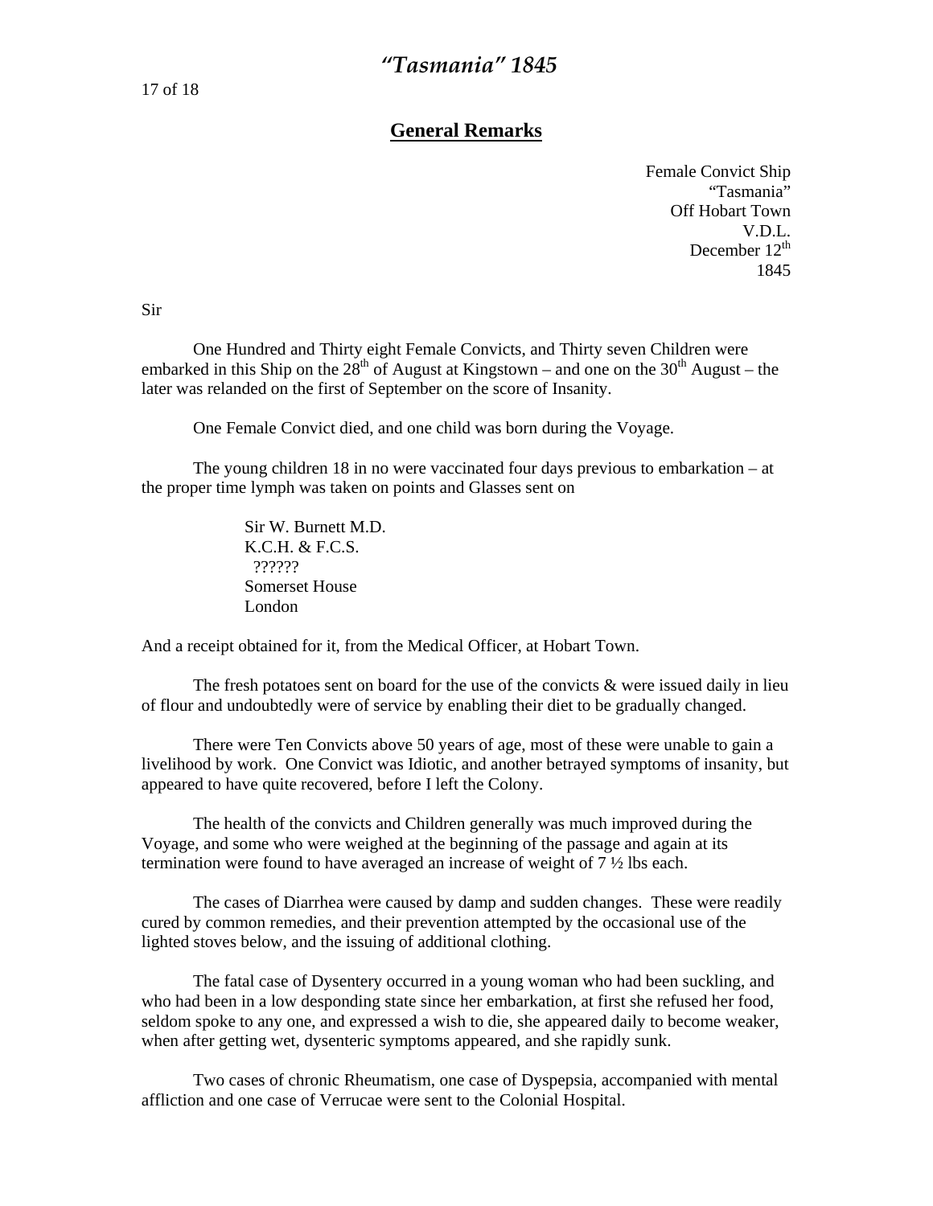## General Remarks

Female Convict Ship
"Tasmania"
Off Hobart Town
V.D.L.
December 12th
1845

Sir

One Hundred and Thirty eight Female Convicts, and Thirty seven Children were embarked in this Ship on the 28th of August at Kingstown – and one on the 30th August – the later was relanded on the first of September on the score of Insanity.

One Female Convict died, and one child was born during the Voyage.

The young children 18 in no were vaccinated four days previous to embarkation – at the proper time lymph was taken on points and Glasses sent on

Sir W. Burnett M.D.
K.C.H. & F.C.S.
??????
Somerset House
London

And a receipt obtained for it, from the Medical Officer, at Hobart Town.

The fresh potatoes sent on board for the use of the convicts & were issued daily in lieu of flour and undoubtedly were of service by enabling their diet to be gradually changed.

There were Ten Convicts above 50 years of age, most of these were unable to gain a livelihood by work. One Convict was Idiotic, and another betrayed symptoms of insanity, but appeared to have quite recovered, before I left the Colony.

The health of the convicts and Children generally was much improved during the Voyage, and some who were weighed at the beginning of the passage and again at its termination were found to have averaged an increase of weight of 7 ½ lbs each.

The cases of Diarrhea were caused by damp and sudden changes. These were readily cured by common remedies, and their prevention attempted by the occasional use of the lighted stoves below, and the issuing of additional clothing.

The fatal case of Dysentery occurred in a young woman who had been suckling, and who had been in a low desponding state since her embarkation, at first she refused her food, seldom spoke to any one, and expressed a wish to die, she appeared daily to become weaker, when after getting wet, dysenteric symptoms appeared, and she rapidly sunk.

Two cases of chronic Rheumatism, one case of Dyspepsia, accompanied with mental affliction and one case of Verrucae were sent to the Colonial Hospital.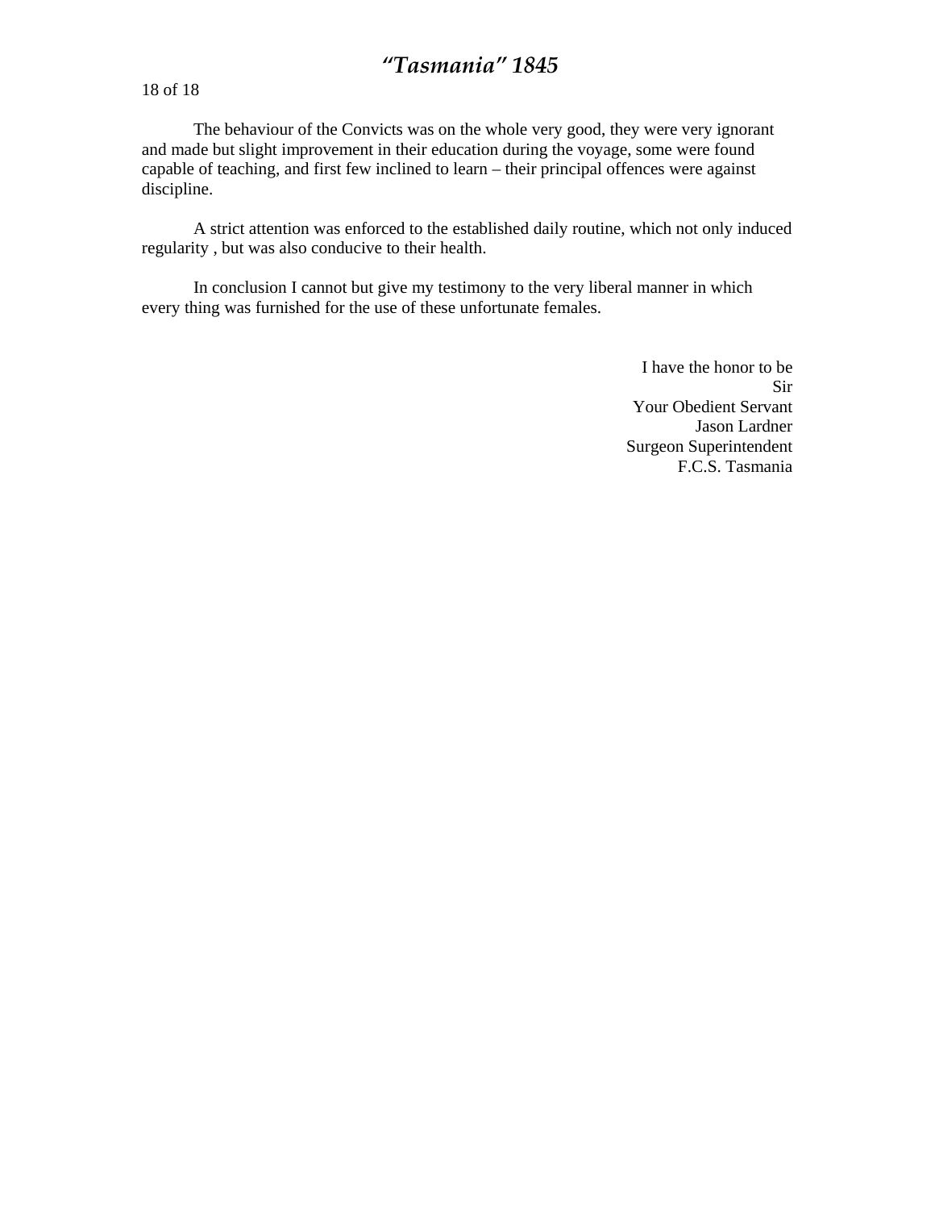The behaviour of the Convicts was on the whole very good, they were very ignorant and made but slight improvement in their education during the voyage, some were found capable of teaching, and first few inclined to learn – their principal offences were against discipline.

A strict attention was enforced to the established daily routine, which not only induced regularity , but was also conducive to their health.

In conclusion I cannot but give my testimony to the very liberal manner in which every thing was furnished for the use of these unfortunate females.

I have the honor to be  
Sir  
Your Obedient Servant  
Jason Lardner  
Surgeon Superintendent  
F.C.S. Tasmania